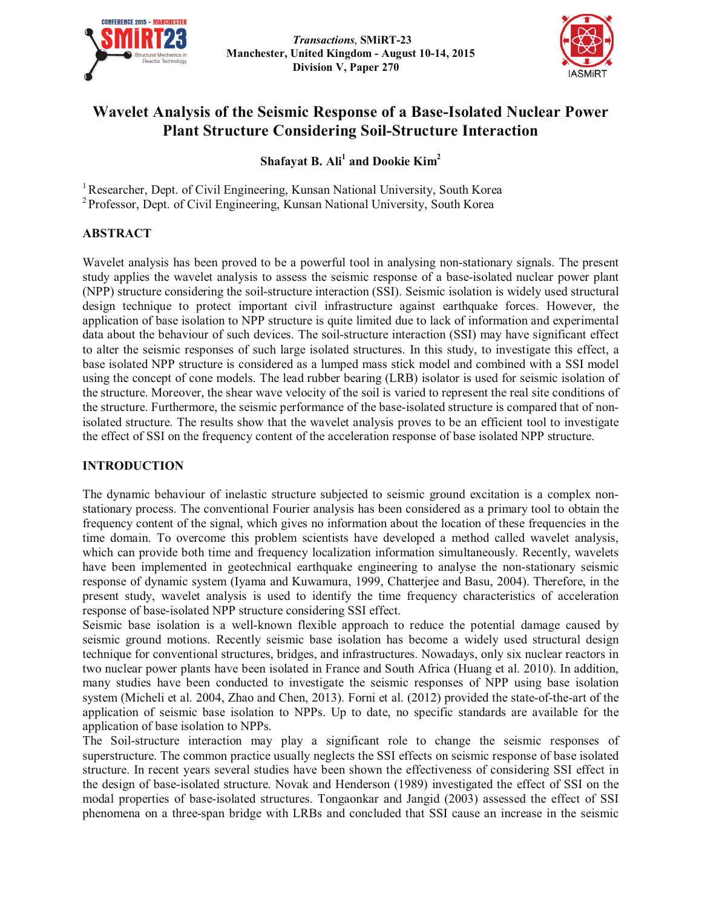*Transactions*, SMiRT-23
Manchester, United Kingdom - August 10-14, 2015
Division V, Paper 270

# Wavelet Analysis of the Seismic Response of a Base-Isolated Nuclear Power Plant Structure Considering Soil-Structure Interaction

**Shafayat B. Ali[1] and Dookie Kim[2]**

[1] Researcher, Dept. of Civil Engineering, Kunsan National University, South Korea
[2] Professor, Dept. of Civil Engineering, Kunsan National University, South Korea

## ABSTRACT

Wavelet analysis has been proved to be a powerful tool in analysing non-stationary signals. The present study applies the wavelet analysis to assess the seismic response of a base-isolated nuclear power plant (NPP) structure considering the soil-structure interaction (SSI). Seismic isolation is widely used structural design technique to protect important civil infrastructure against earthquake forces. However, the application of base isolation to NPP structure is quite limited due to lack of information and experimental data about the behaviour of such devices. The soil-structure interaction (SSI) may have significant effect to alter the seismic responses of such large isolated structures. In this study, to investigate this effect, a base isolated NPP structure is considered as a lumped mass stick model and combined with a SSI model using the concept of cone models. The lead rubber bearing (LRB) isolator is used for seismic isolation of the structure. Moreover, the shear wave velocity of the soil is varied to represent the real site conditions of the structure. Furthermore, the seismic performance of the base-isolated structure is compared that of non-isolated structure. The results show that the wavelet analysis proves to be an efficient tool to investigate the effect of SSI on the frequency content of the acceleration response of base isolated NPP structure.

## INTRODUCTION

The dynamic behaviour of inelastic structure subjected to seismic ground excitation is a complex non-stationary process. The conventional Fourier analysis has been considered as a primary tool to obtain the frequency content of the signal, which gives no information about the location of these frequencies in the time domain. To overcome this problem scientists have developed a method called wavelet analysis, which can provide both time and frequency localization information simultaneously. Recently, wavelets have been implemented in geotechnical earthquake engineering to analyse the non-stationary seismic response of dynamic system (Iyama and Kuwamura, 1999, Chatterjee and Basu, 2004). Therefore, in the present study, wavelet analysis is used to identify the time frequency characteristics of acceleration response of base-isolated NPP structure considering SSI effect.

Seismic base isolation is a well-known flexible approach to reduce the potential damage caused by seismic ground motions. Recently seismic base isolation has become a widely used structural design technique for conventional structures, bridges, and infrastructures. Nowadays, only six nuclear reactors in two nuclear power plants have been isolated in France and South Africa (Huang et al. 2010). In addition, many studies have been conducted to investigate the seismic responses of NPP using base isolation system (Micheli et al. 2004, Zhao and Chen, 2013). Forni et al. (2012) provided the state-of-the-art of the application of seismic base isolation to NPPs. Up to date, no specific standards are available for the application of base isolation to NPPs.

The Soil-structure interaction may play a significant role to change the seismic responses of superstructure. The common practice usually neglects the SSI effects on seismic response of base isolated structure. In recent years several studies have been shown the effectiveness of considering SSI effect in the design of base-isolated structure. Novak and Henderson (1989) investigated the effect of SSI on the modal properties of base-isolated structures. Tongaonkar and Jangid (2003) assessed the effect of SSI phenomena on a three-span bridge with LRBs and concluded that SSI cause an increase in the seismic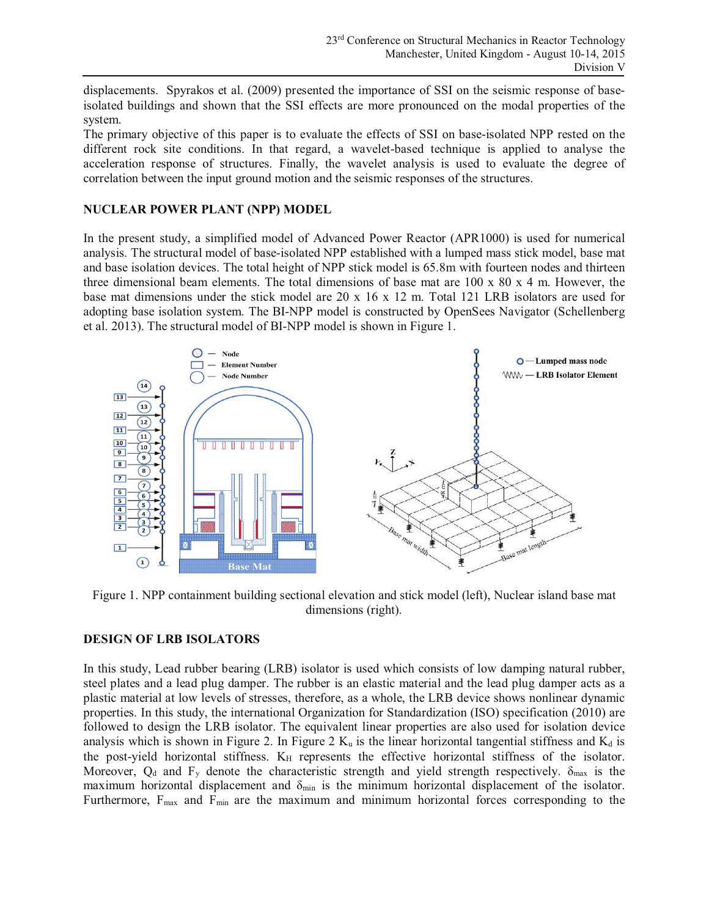displacements. Spyrakos et al. (2009) presented the importance of SSI on the seismic response of base-isolated buildings and shown that the SSI effects are more pronounced on the modal properties of the system.

The primary objective of this paper is to evaluate the effects of SSI on base-isolated NPP rested on the different rock site conditions. In that regard, a wavelet-based technique is applied to analyse the acceleration response of structures. Finally, the wavelet analysis is used to evaluate the degree of correlation between the input ground motion and the seismic responses of the structures.

## NUCLEAR POWER PLANT (NPP) MODEL

In the present study, a simplified model of Advanced Power Reactor (APR1000) is used for numerical analysis. The structural model of base-isolated NPP established with a lumped mass stick model, base mat and base isolation devices. The total height of NPP stick model is 65.8m with fourteen nodes and thirteen three dimensional beam elements. The total dimensions of base mat are 100 x 80 x 4 m. However, the base mat dimensions under the stick model are 20 x 16 x 12 m. Total 121 LRB isolators are used for adopting base isolation system. The BI-NPP model is constructed by OpenSees Navigator (Schellenberg et al. 2013). The structural model of BI-NPP model is shown in Figure 1.

Figure 1. NPP containment building sectional elevation and stick model (left), Nuclear island base mat dimensions (right).

## DESIGN OF LRB ISOLATORS

In this study, Lead rubber bearing (LRB) isolator is used which consists of low damping natural rubber, steel plates and a lead plug damper. The rubber is an elastic material and the lead plug damper acts as a plastic material at low levels of stresses, therefore, as a whole, the LRB device shows nonlinear dynamic properties. In this study, the international Organization for Standardization (ISO) specification (2010) are followed to design the LRB isolator. The equivalent linear properties are also used for isolation device analysis which is shown in Figure 2. In Figure 2 $K_u$ is the linear horizontal tangential stiffness and $K_d$ is the post-yield horizontal stiffness. $K_H$ represents the effective horizontal stiffness of the isolator. Moreover, $Q_d$ and $F_y$ denote the characteristic strength and yield strength respectively. $\delta_{max}$ is the maximum horizontal displacement and $\delta_{min}$ is the minimum horizontal displacement of the isolator. Furthermore, $F_{max}$ and $F_{min}$ are the maximum and minimum horizontal forces corresponding to the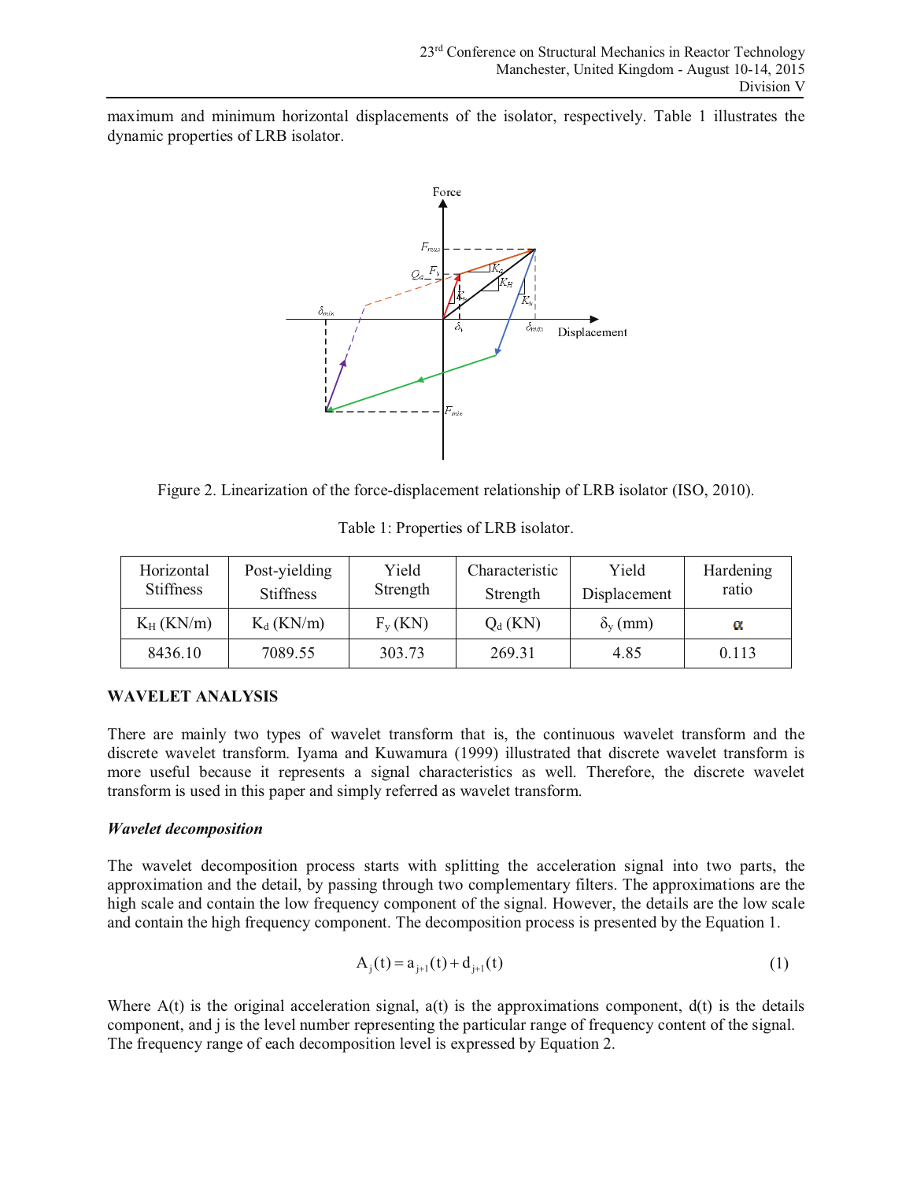maximum and minimum horizontal displacements of the isolator, respectively. Table 1 illustrates the dynamic properties of LRB isolator.

Figure 2. Linearization of the force-displacement relationship of LRB isolator (ISO, 2010).

Table 1: Properties of LRB isolator.

| Horizontal Stiffness | Post-yielding Stiffness | Yield Strength | Characteristic Strength | Yield Displacement | Hardening ratio |
|---|---|---|---|---|---|
| $K_H$ (KN/m) | $K_d$ (KN/m) | $F_y$ (KN) | $Q_d$ (KN) | $\delta_y$ (mm) | $\alpha$ |
| 8436.10 | 7089.55 | 303.73 | 269.31 | 4.85 | 0.113 |

## WAVELET ANALYSIS

There are mainly two types of wavelet transform that is, the continuous wavelet transform and the discrete wavelet transform. Iyama and Kuwamura (1999) illustrated that discrete wavelet transform is more useful because it represents a signal characteristics as well. Therefore, the discrete wavelet transform is used in this paper and simply referred as wavelet transform.

### *Wavelet decomposition*

The wavelet decomposition process starts with splitting the acceleration signal into two parts, the approximation and the detail, by passing through two complementary filters. The approximations are the high scale and contain the low frequency component of the signal. However, the details are the low scale and contain the high frequency component. The decomposition process is presented by the Equation 1.

$$A_j(t) = a_{j+1}(t) + d_{j+1}(t) \tag{1}$$

Where A(t) is the original acceleration signal, a(t) is the approximations component, d(t) is the details component, and j is the level number representing the particular range of frequency content of the signal. The frequency range of each decomposition level is expressed by Equation 2.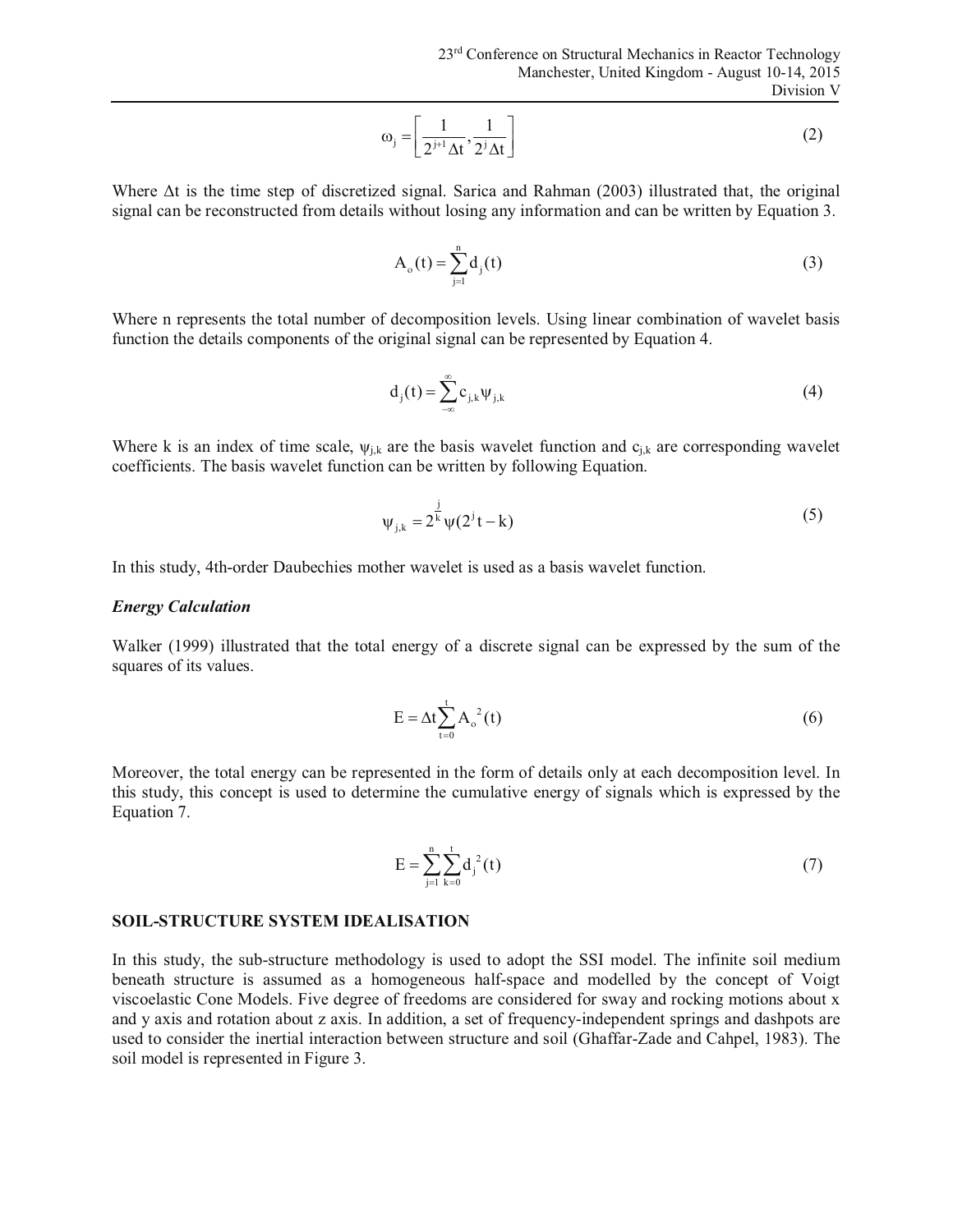$$\omega_j = \left[ \frac{1}{2^{j+1}\Delta t}, \frac{1}{2^{j}\Delta t} \right] \tag{2}$$

Where $\Delta t$ is the time step of discretized signal. Sarica and Rahman (2003) illustrated that, the original signal can be reconstructed from details without losing any information and can be written by Equation 3.

$$A_o(t) = \sum_{j=1}^{n} d_j(t) \tag{3}$$

Where n represents the total number of decomposition levels. Using linear combination of wavelet basis function the details components of the original signal can be represented by Equation 4.

$$d_j(t) = \sum_{-\infty}^{\infty} c_{j,k} \psi_{j,k} \tag{4}$$

Where k is an index of time scale, $\psi_{j,k}$ are the basis wavelet function and $c_{j,k}$ are corresponding wavelet coefficients. The basis wavelet function can be written by following Equation.

$$\psi_{j,k} = 2^{\frac{j}{k}} \psi(2^j t - k) \tag{5}$$

In this study, 4th-order Daubechies mother wavelet is used as a basis wavelet function.

### *Energy Calculation*

Walker (1999) illustrated that the total energy of a discrete signal can be expressed by the sum of the squares of its values.

$$E = \Delta t \sum_{t=0}^{t} A_o^{\,2}(t) \tag{6}$$

Moreover, the total energy can be represented in the form of details only at each decomposition level. In this study, this concept is used to determine the cumulative energy of signals which is expressed by the Equation 7.

$$E = \sum_{j=1}^{n} \sum_{k=0}^{t} d_j^{\,2}(t) \tag{7}$$

## SOIL-STRUCTURE SYSTEM IDEALISATION

In this study, the sub-structure methodology is used to adopt the SSI model. The infinite soil medium beneath structure is assumed as a homogeneous half-space and modelled by the concept of Voigt viscoelastic Cone Models. Five degree of freedoms are considered for sway and rocking motions about x and y axis and rotation about z axis. In addition, a set of frequency-independent springs and dashpots are used to consider the inertial interaction between structure and soil (Ghaffar-Zade and Cahpel, 1983). The soil model is represented in Figure 3.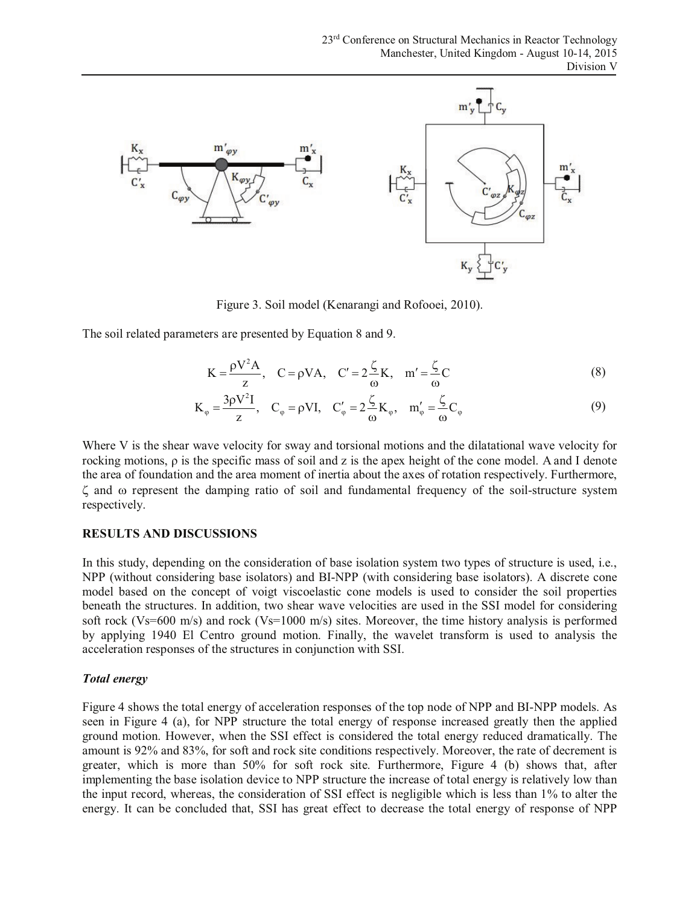Figure 3. Soil model (Kenarangi and Rofooei, 2010).

The soil related parameters are presented by Equation 8 and 9.

$$K = \frac{\rho V^2 A}{z}, \quad C = \rho V A, \quad C' = 2\frac{\zeta}{\omega}K, \quad m' = \frac{\zeta}{\omega}C \tag{8}$$

$$K_\varphi = \frac{3\rho V^2 I}{z}, \quad C_\varphi = \rho V I, \quad C'_\varphi = 2\frac{\zeta}{\omega}K_\varphi, \quad m'_\varphi = \frac{\zeta}{\omega}C_\varphi \tag{9}$$

Where V is the shear wave velocity for sway and torsional motions and the dilatational wave velocity for rocking motions, ρ is the specific mass of soil and z is the apex height of the cone model. A and I denote the area of foundation and the area moment of inertia about the axes of rotation respectively. Furthermore, ζ and ω represent the damping ratio of soil and fundamental frequency of the soil-structure system respectively.

## RESULTS AND DISCUSSIONS

In this study, depending on the consideration of base isolation system two types of structure is used, i.e., NPP (without considering base isolators) and BI-NPP (with considering base isolators). A discrete cone model based on the concept of voigt viscoelastic cone models is used to consider the soil properties beneath the structures. In addition, two shear wave velocities are used in the SSI model for considering soft rock (Vs=600 m/s) and rock (Vs=1000 m/s) sites. Moreover, the time history analysis is performed by applying 1940 El Centro ground motion. Finally, the wavelet transform is used to analysis the acceleration responses of the structures in conjunction with SSI.

### *Total energy*

Figure 4 shows the total energy of acceleration responses of the top node of NPP and BI-NPP models. As seen in Figure 4 (a), for NPP structure the total energy of response increased greatly then the applied ground motion. However, when the SSI effect is considered the total energy reduced dramatically. The amount is 92% and 83%, for soft and rock site conditions respectively. Moreover, the rate of decrement is greater, which is more than 50% for soft rock site. Furthermore, Figure 4 (b) shows that, after implementing the base isolation device to NPP structure the increase of total energy is relatively low than the input record, whereas, the consideration of SSI effect is negligible which is less than 1% to alter the energy. It can be concluded that, SSI has great effect to decrease the total energy of response of NPP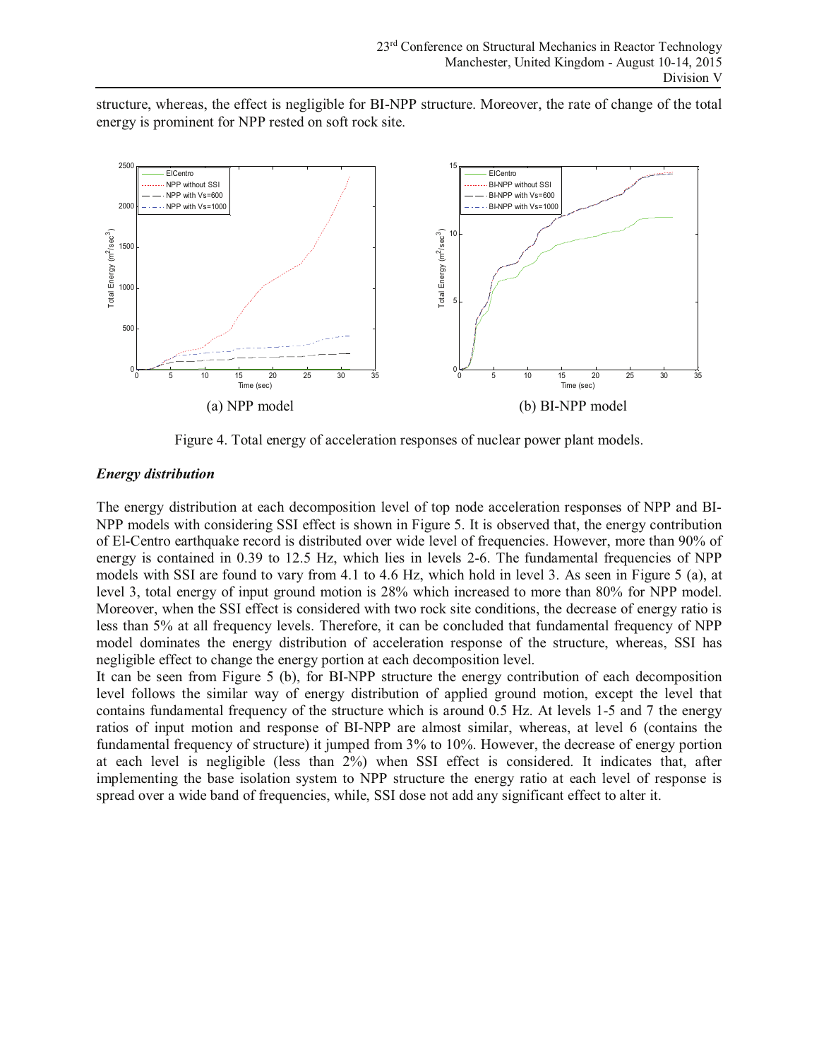structure, whereas, the effect is negligible for BI-NPP structure. Moreover, the rate of change of the total energy is prominent for NPP rested on soft rock site.

(a) NPP model

(b) BI-NPP model

Figure 4. Total energy of acceleration responses of nuclear power plant models.

### *Energy distribution*

The energy distribution at each decomposition level of top node acceleration responses of NPP and BI-NPP models with considering SSI effect is shown in Figure 5. It is observed that, the energy contribution of El-Centro earthquake record is distributed over wide level of frequencies. However, more than 90% of energy is contained in 0.39 to 12.5 Hz, which lies in levels 2-6. The fundamental frequencies of NPP models with SSI are found to vary from 4.1 to 4.6 Hz, which hold in level 3. As seen in Figure 5 (a), at level 3, total energy of input ground motion is 28% which increased to more than 80% for NPP model. Moreover, when the SSI effect is considered with two rock site conditions, the decrease of energy ratio is less than 5% at all frequency levels. Therefore, it can be concluded that fundamental frequency of NPP model dominates the energy distribution of acceleration response of the structure, whereas, SSI has negligible effect to change the energy portion at each decomposition level.

It can be seen from Figure 5 (b), for BI-NPP structure the energy contribution of each decomposition level follows the similar way of energy distribution of applied ground motion, except the level that contains fundamental frequency of the structure which is around 0.5 Hz. At levels 1-5 and 7 the energy ratios of input motion and response of BI-NPP are almost similar, whereas, at level 6 (contains the fundamental frequency of structure) it jumped from 3% to 10%. However, the decrease of energy portion at each level is negligible (less than 2%) when SSI effect is considered. It indicates that, after implementing the base isolation system to NPP structure the energy ratio at each level of response is spread over a wide band of frequencies, while, SSI dose not add any significant effect to alter it.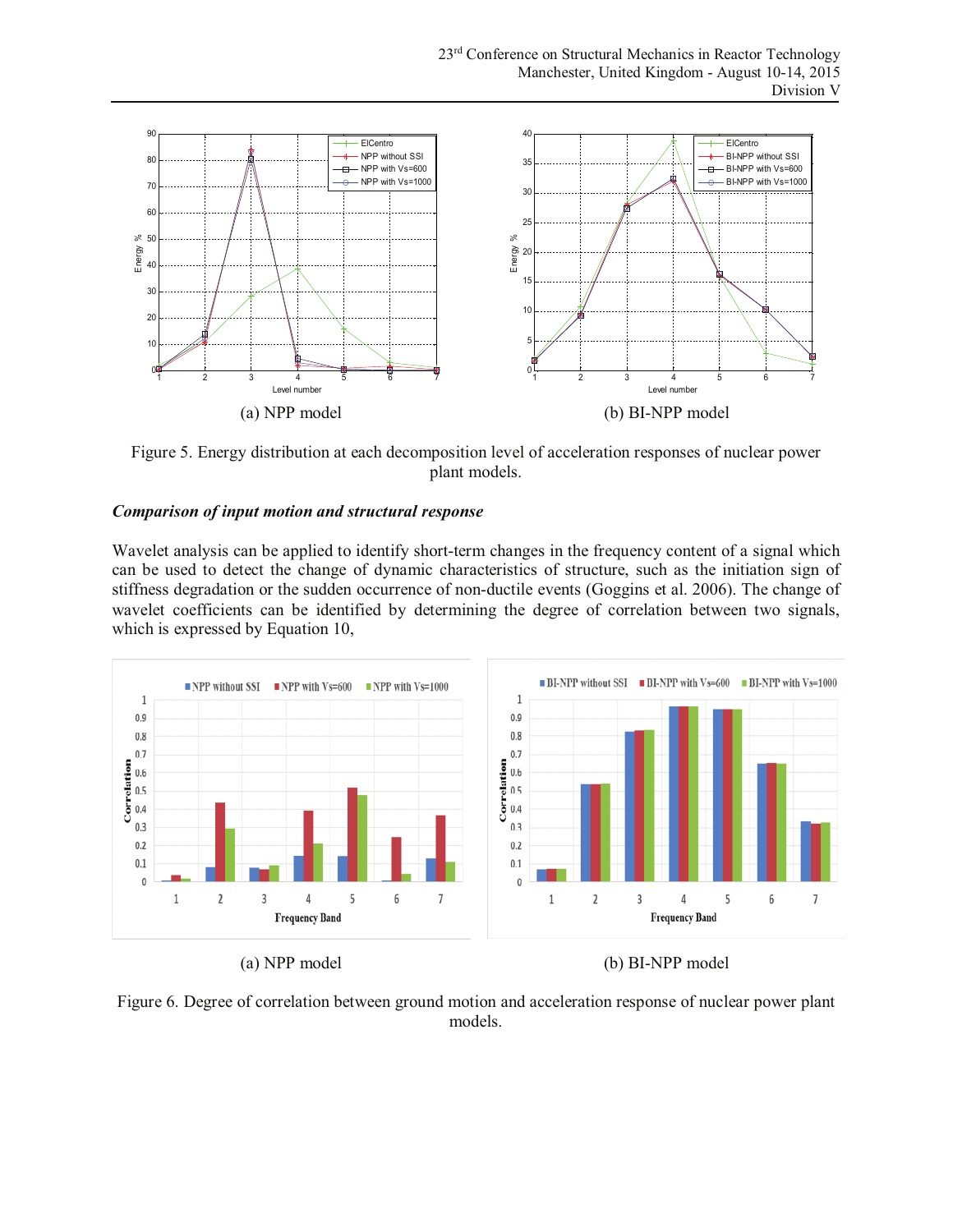(a) NPP model

(b) BI-NPP model

Figure 5. Energy distribution at each decomposition level of acceleration responses of nuclear power plant models.

***Comparison of input motion and structural response***

Wavelet analysis can be applied to identify short-term changes in the frequency content of a signal which can be used to detect the change of dynamic characteristics of structure, such as the initiation sign of stiffness degradation or the sudden occurrence of non-ductile events (Goggins et al. 2006). The change of wavelet coefficients can be identified by determining the degree of correlation between two signals, which is expressed by Equation 10,

(a) NPP model

(b) BI-NPP model

Figure 6. Degree of correlation between ground motion and acceleration response of nuclear power plant models.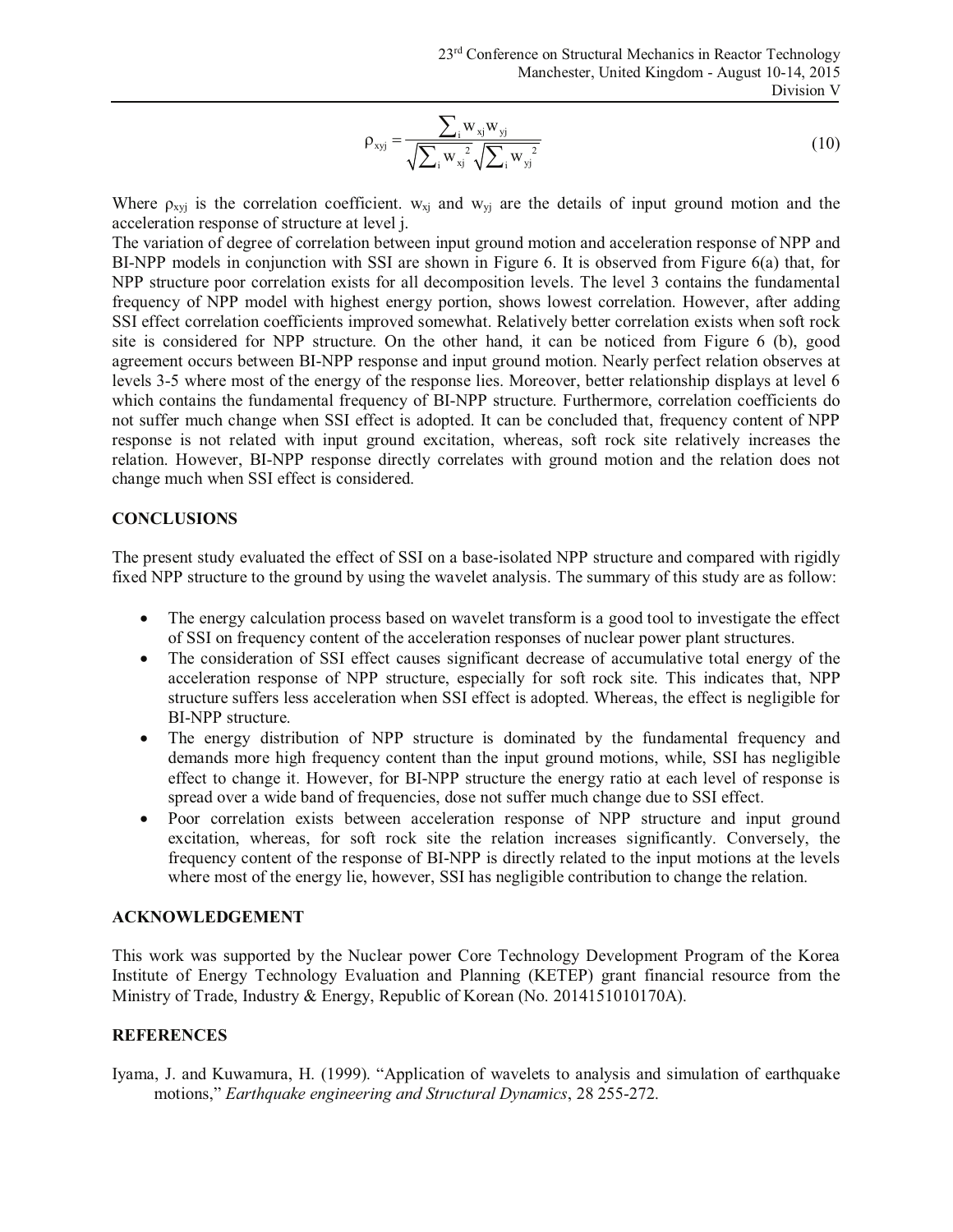$$\rho_{xyj} = \frac{\sum_i w_{xj} w_{yj}}{\sqrt{\sum_i w_{xj}^2} \sqrt{\sum_i w_{yj}^2}} \tag{10}$$

Where $\rho_{xyj}$ is the correlation coefficient. $w_{xj}$ and $w_{yj}$ are the details of input ground motion and the acceleration response of structure at level j.

The variation of degree of correlation between input ground motion and acceleration response of NPP and BI-NPP models in conjunction with SSI are shown in Figure 6. It is observed from Figure 6(a) that, for NPP structure poor correlation exists for all decomposition levels. The level 3 contains the fundamental frequency of NPP model with highest energy portion, shows lowest correlation. However, after adding SSI effect correlation coefficients improved somewhat. Relatively better correlation exists when soft rock site is considered for NPP structure. On the other hand, it can be noticed from Figure 6 (b), good agreement occurs between BI-NPP response and input ground motion. Nearly perfect relation observes at levels 3-5 where most of the energy of the response lies. Moreover, better relationship displays at level 6 which contains the fundamental frequency of BI-NPP structure. Furthermore, correlation coefficients do not suffer much change when SSI effect is adopted. It can be concluded that, frequency content of NPP response is not related with input ground excitation, whereas, soft rock site relatively increases the relation. However, BI-NPP response directly correlates with ground motion and the relation does not change much when SSI effect is considered.

## CONCLUSIONS

The present study evaluated the effect of SSI on a base-isolated NPP structure and compared with rigidly fixed NPP structure to the ground by using the wavelet analysis. The summary of this study are as follow:

- The energy calculation process based on wavelet transform is a good tool to investigate the effect of SSI on frequency content of the acceleration responses of nuclear power plant structures.
- The consideration of SSI effect causes significant decrease of accumulative total energy of the acceleration response of NPP structure, especially for soft rock site. This indicates that, NPP structure suffers less acceleration when SSI effect is adopted. Whereas, the effect is negligible for BI-NPP structure.
- The energy distribution of NPP structure is dominated by the fundamental frequency and demands more high frequency content than the input ground motions, while, SSI has negligible effect to change it. However, for BI-NPP structure the energy ratio at each level of response is spread over a wide band of frequencies, dose not suffer much change due to SSI effect.
- Poor correlation exists between acceleration response of NPP structure and input ground excitation, whereas, for soft rock site the relation increases significantly. Conversely, the frequency content of the response of BI-NPP is directly related to the input motions at the levels where most of the energy lie, however, SSI has negligible contribution to change the relation.

## ACKNOWLEDGEMENT

This work was supported by the Nuclear power Core Technology Development Program of the Korea Institute of Energy Technology Evaluation and Planning (KETEP) grant financial resource from the Ministry of Trade, Industry & Energy, Republic of Korean (No. 2014151010170A).

## REFERENCES

Iyama, J. and Kuwamura, H. (1999). "Application of wavelets to analysis and simulation of earthquake motions," *Earthquake engineering and Structural Dynamics*, 28 255-272.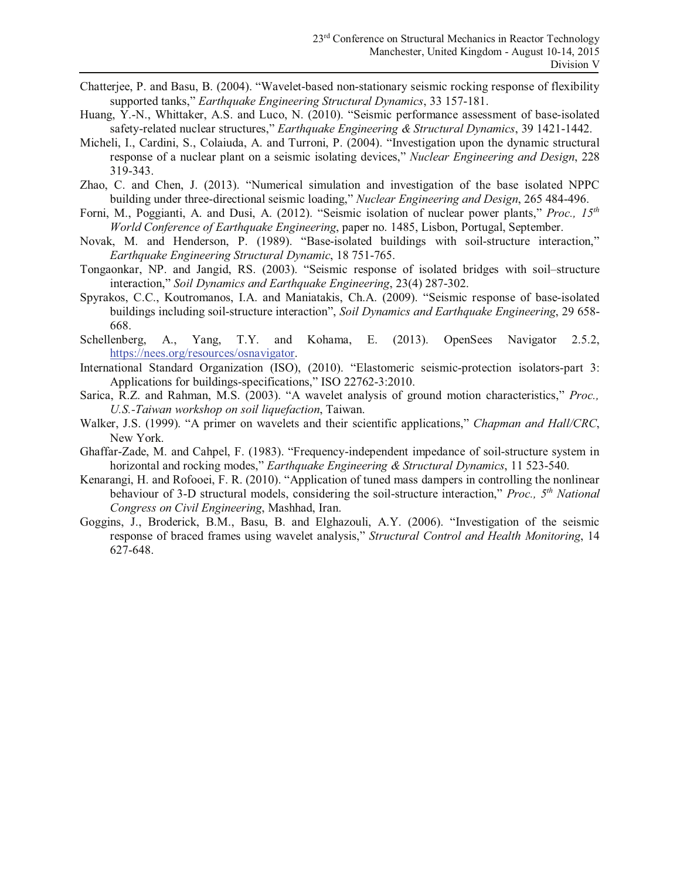Chatterjee, P. and Basu, B. (2004). "Wavelet-based non-stationary seismic rocking response of flexibility supported tanks," *Earthquake Engineering Structural Dynamics*, 33 157-181.

Huang, Y.-N., Whittaker, A.S. and Luco, N. (2010). "Seismic performance assessment of base-isolated safety-related nuclear structures," *Earthquake Engineering & Structural Dynamics*, 39 1421-1442.

Micheli, I., Cardini, S., Colaiuda, A. and Turroni, P. (2004). "Investigation upon the dynamic structural response of a nuclear plant on a seismic isolating devices," *Nuclear Engineering and Design*, 228 319-343.

Zhao, C. and Chen, J. (2013). "Numerical simulation and investigation of the base isolated NPPC building under three-directional seismic loading," *Nuclear Engineering and Design*, 265 484-496.

Forni, M., Poggianti, A. and Dusi, A. (2012). "Seismic isolation of nuclear power plants," *Proc., 15th World Conference of Earthquake Engineering*, paper no. 1485, Lisbon, Portugal, September.

Novak, M. and Henderson, P. (1989). "Base-isolated buildings with soil-structure interaction," *Earthquake Engineering Structural Dynamic*, 18 751-765.

Tongaonkar, NP. and Jangid, RS. (2003). "Seismic response of isolated bridges with soil–structure interaction," *Soil Dynamics and Earthquake Engineering*, 23(4) 287-302.

Spyrakos, C.C., Koutromanos, I.A. and Maniatakis, Ch.A. (2009). "Seismic response of base-isolated buildings including soil-structure interaction", *Soil Dynamics and Earthquake Engineering*, 29 658-668.

Schellenberg, A., Yang, T.Y. and Kohama, E. (2013). OpenSees Navigator 2.5.2, https://nees.org/resources/osnavigator.

International Standard Organization (ISO), (2010). "Elastomeric seismic-protection isolators-part 3: Applications for buildings-specifications," ISO 22762-3:2010.

Sarica, R.Z. and Rahman, M.S. (2003). "A wavelet analysis of ground motion characteristics," *Proc., U.S.-Taiwan workshop on soil liquefaction*, Taiwan.

Walker, J.S. (1999). "A primer on wavelets and their scientific applications," *Chapman and Hall/CRC*, New York.

Ghaffar-Zade, M. and Cahpel, F. (1983). "Frequency-independent impedance of soil-structure system in horizontal and rocking modes," *Earthquake Engineering & Structural Dynamics*, 11 523-540.

Kenarangi, H. and Rofooei, F. R. (2010). "Application of tuned mass dampers in controlling the nonlinear behaviour of 3-D structural models, considering the soil-structure interaction," *Proc., 5th National Congress on Civil Engineering*, Mashhad, Iran.

Goggins, J., Broderick, B.M., Basu, B. and Elghazouli, A.Y. (2006). "Investigation of the seismic response of braced frames using wavelet analysis," *Structural Control and Health Monitoring*, 14 627-648.